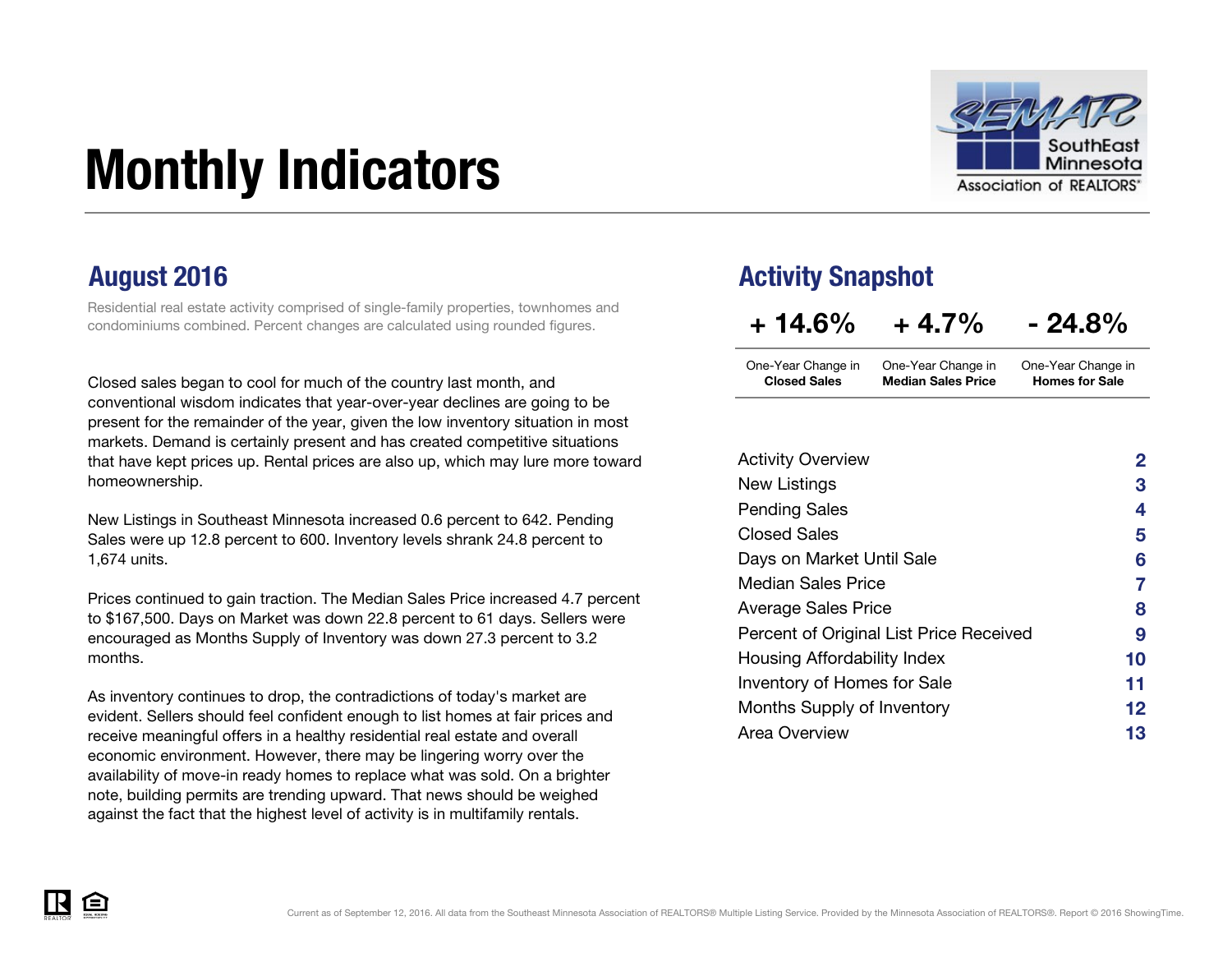# Monthly Indicators

SouthEast Minnesota Association of REALTORS®

## August 2016

Residential real estate activity comprised of single-family properties, townhomes and condominiums combined. Percent changes are calculated using rounded figures.

Closed sales began to cool for much of the country last month, and conventional wisdom indicates that year-over-year declines are going to be present for the remainder of the year, given the low inventory situation in most markets. Demand is certainly present and has created competitive situations that have kept prices up. Rental prices are also up, which may lure more toward homeownership.

New Listings in Southeast Minnesota increased 0.6 percent to 642. Pending Sales were up 12.8 percent to 600. Inventory levels shrank 24.8 percent to 1,674 units.

Prices continued to gain traction. The Median Sales Price increased 4.7 percent to $167,500. Days on Market was down 22.8 percent to 61 days. Sellers were encouraged as Months Supply of Inventory was down 27.3 percent to 3.2 months.

As inventory continues to drop, the contradictions of today's market are evident. Sellers should feel confident enough to list homes at fair prices and receive meaningful offers in a healthy residential real estate and overall economic environment. However, there may be lingering worry over the availability of move-in ready homes to replace what was sold. On a brighter note, building permits are trending upward. That news should be weighed against the fact that the highest level of activity is in multifamily rentals.

## Activity Snapshot

| + 14.6% | + 4.7% | - 24.8% |
|---|---|---|
| One-Year Change in **Closed Sales** | One-Year Change in **Median Sales Price** | One-Year Change in **Homes for Sale** |

| | |
|---|---|
| Activity Overview | 2 |
| New Listings | 3 |
| Pending Sales | 4 |
| Closed Sales | 5 |
| Days on Market Until Sale | 6 |
| Median Sales Price | 7 |
| Average Sales Price | 8 |
| Percent of Original List Price Received | 9 |
| Housing Affordability Index | 10 |
| Inventory of Homes for Sale | 11 |
| Months Supply of Inventory | 12 |
| Area Overview | 13 |

Current as of September 12, 2016. All data from the Southeast Minnesota Association of REALTORS® Multiple Listing Service. Provided by the Minnesota Association of REALTORS®. Report © 2016 ShowingTime.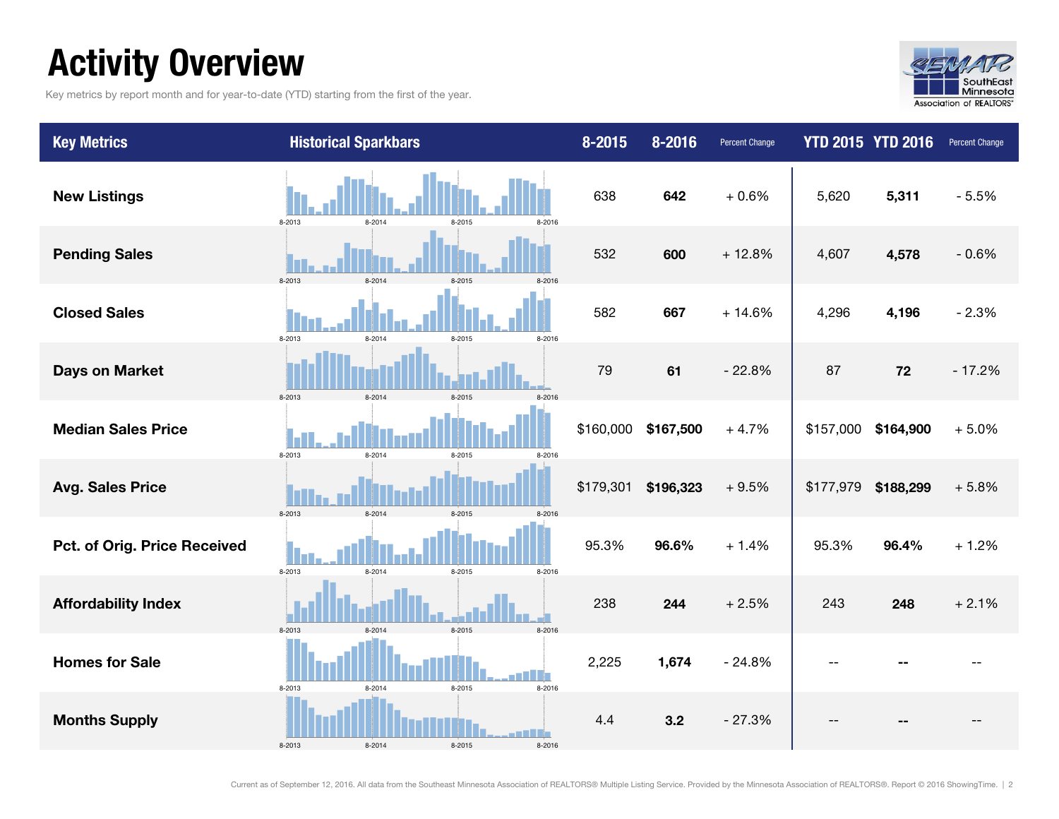# Activity Overview

Key metrics by report month and for year-to-date (YTD) starting from the first of the year.

| Key Metrics | Historical Sparkbars | 8-2015 | 8-2016 | Percent Change | YTD 2015 | YTD 2016 | Percent Change |
|---|---|---|---|---|---|---|---|
| New Listings | 8-2013 8-2014 8-2015 8-2016 | 638 | **642** | + 0.6% | 5,620 | **5,311** | - 5.5% |
| Pending Sales | 8-2013 8-2014 8-2015 8-2016 | 532 | **600** | + 12.8% | 4,607 | **4,578** | - 0.6% |
| Closed Sales | 8-2013 8-2014 8-2015 8-2016 | 582 | **667** | + 14.6% | 4,296 | **4,196** | - 2.3% |
| Days on Market | 8-2013 8-2014 8-2015 8-2016 | 79 | **61** | - 22.8% | 87 | **72** | - 17.2% |
| Median Sales Price | 8-2013 8-2014 8-2015 8-2016 | $160,000 | **$167,500** | + 4.7% | $157,000 | **$164,900** | + 5.0% |
| Avg. Sales Price | 8-2013 8-2014 8-2015 8-2016 | $179,301 | **$196,323** | + 9.5% | $177,979 | **$188,299** | + 5.8% |
| Pct. of Orig. Price Received | 8-2013 8-2014 8-2015 8-2016 | 95.3% | **96.6%** | + 1.4% | 95.3% | **96.4%** | + 1.2% |
| Affordability Index | 8-2013 8-2014 8-2015 8-2016 | 238 | **244** | + 2.5% | 243 | **248** | + 2.1% |
| Homes for Sale | 8-2013 8-2014 8-2015 8-2016 | 2,225 | **1,674** | - 24.8% | -- | **--** | -- |
| Months Supply | 8-2013 8-2014 8-2015 8-2016 | 4.4 | **3.2** | - 27.3% | -- | **--** | -- |

Current as of September 12, 2016. All data from the Southeast Minnesota Association of REALTORS® Multiple Listing Service. Provided by the Minnesota Association of REALTORS®. Report © 2016 ShowingTime.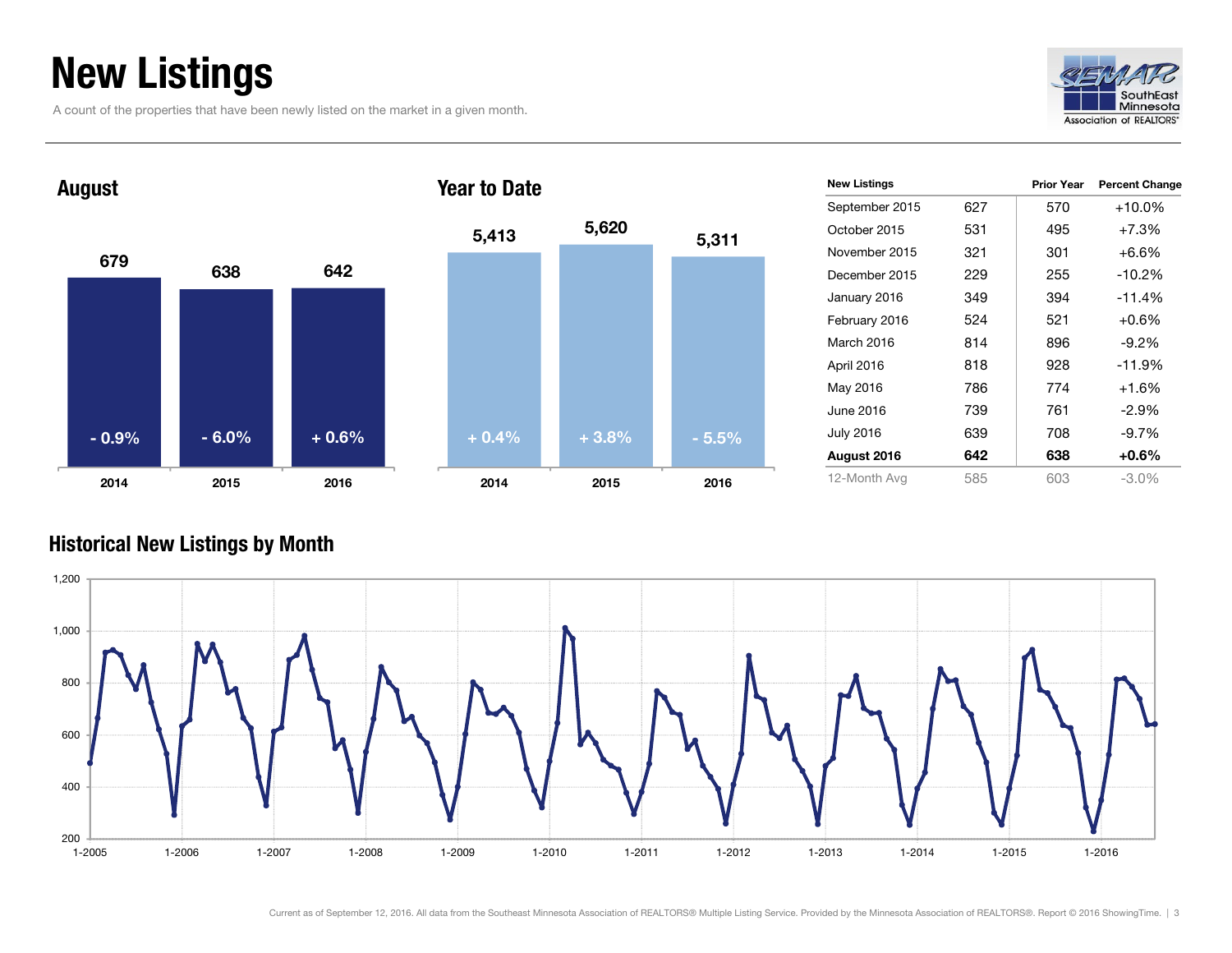# New Listings

A count of the properties that have been newly listed on the market in a given month.

SEMAR SouthEast Minnesota Association of REALTORS®

## August

| | 2014 | 2015 | 2016 |
|---|---|---|---|
| New Listings | 679 | 638 | 642 |
| Change | - 0.9% | - 6.0% | + 0.6% |

## Year to Date

| | 2014 | 2015 | 2016 |
|---|---|---|---|
| New Listings | 5,413 | 5,620 | 5,311 |
| Change | + 0.4% | + 3.8% | - 5.5% |

| New Listings | | Prior Year | Percent Change |
|---|---|---|---|
| September 2015 | 627 | 570 | +10.0% |
| October 2015 | 531 | 495 | +7.3% |
| November 2015 | 321 | 301 | +6.6% |
| December 2015 | 229 | 255 | -10.2% |
| January 2016 | 349 | 394 | -11.4% |
| February 2016 | 524 | 521 | +0.6% |
| March 2016 | 814 | 896 | -9.2% |
| April 2016 | 818 | 928 | -11.9% |
| May 2016 | 786 | 774 | +1.6% |
| June 2016 | 739 | 761 | -2.9% |
| July 2016 | 639 | 708 | -9.7% |
| **August 2016** | **642** | **638** | **+0.6%** |
| 12-Month Avg | 585 | 603 | -3.0% |

## Historical New Listings by Month

Current as of September 12, 2016. All data from the Southeast Minnesota Association of REALTORS® Multiple Listing Service. Provided by the Minnesota Association of REALTORS®. Report © 2016 ShowingTime.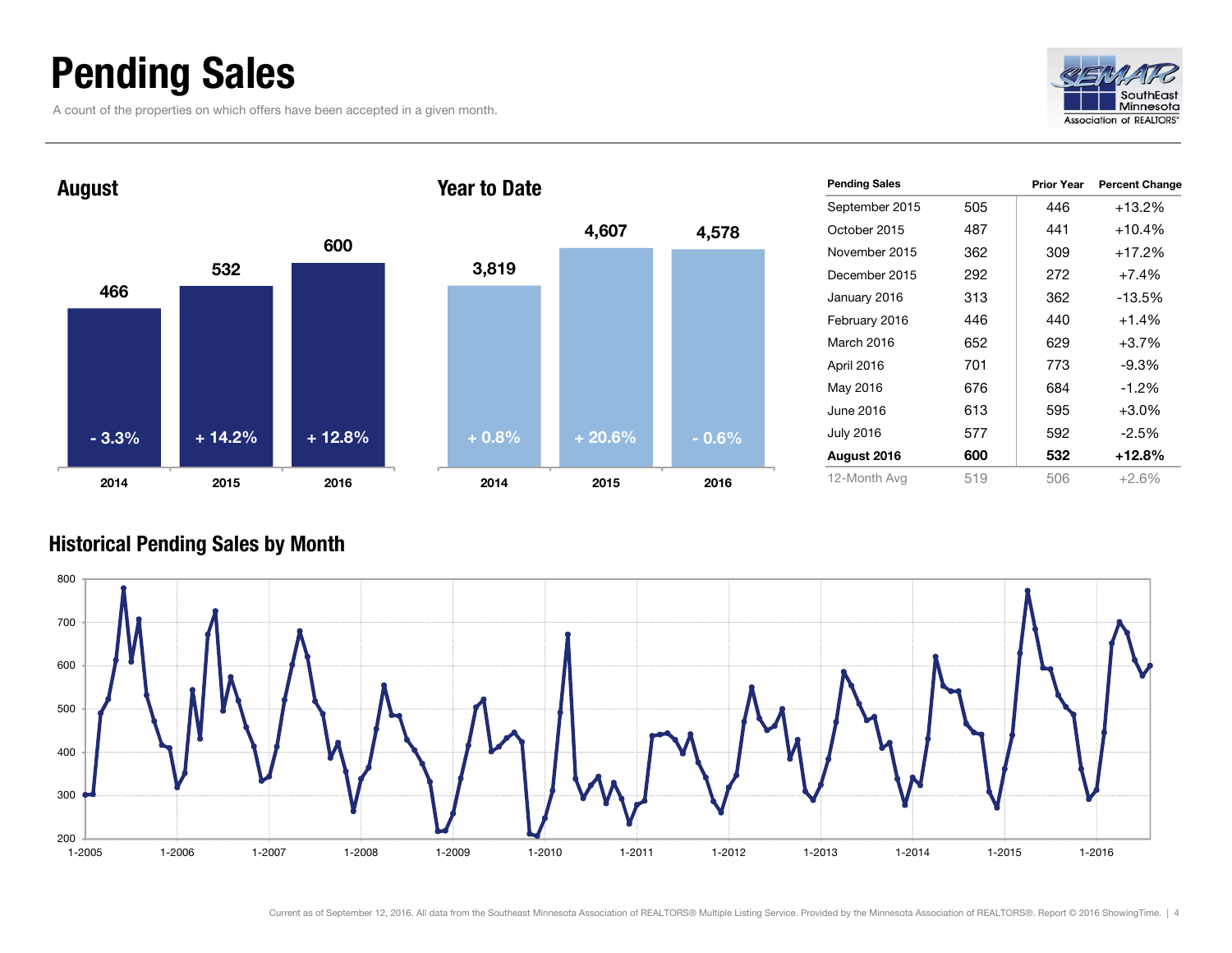# Pending Sales

A count of the properties on which offers have been accepted in a given month.

SouthEast Minnesota Association of REALTORS®

## August

| Year | Pending Sales | Change |
|---|---|---|
| 2014 | 466 | - 3.3% |
| 2015 | 532 | + 14.2% |
| 2016 | 600 | + 12.8% |

## Year to Date

| Year | Pending Sales | Change |
|---|---|---|
| 2014 | 3,819 | + 0.8% |
| 2015 | 4,607 | + 20.6% |
| 2016 | 4,578 | - 0.6% |

| Pending Sales | | Prior Year | Percent Change |
|---|---|---|---|
| September 2015 | 505 | 446 | +13.2% |
| October 2015 | 487 | 441 | +10.4% |
| November 2015 | 362 | 309 | +17.2% |
| December 2015 | 292 | 272 | +7.4% |
| January 2016 | 313 | 362 | -13.5% |
| February 2016 | 446 | 440 | +1.4% |
| March 2016 | 652 | 629 | +3.7% |
| April 2016 | 701 | 773 | -9.3% |
| May 2016 | 676 | 684 | -1.2% |
| June 2016 | 613 | 595 | +3.0% |
| July 2016 | 577 | 592 | -2.5% |
| **August 2016** | **600** | **532** | **+12.8%** |
| 12-Month Avg | 519 | 506 | +2.6% |

## Historical Pending Sales by Month

Current as of September 12, 2016. All data from the Southeast Minnesota Association of REALTORS® Multiple Listing Service. Provided by the Minnesota Association of REALTORS®. Report © 2016 ShowingTime.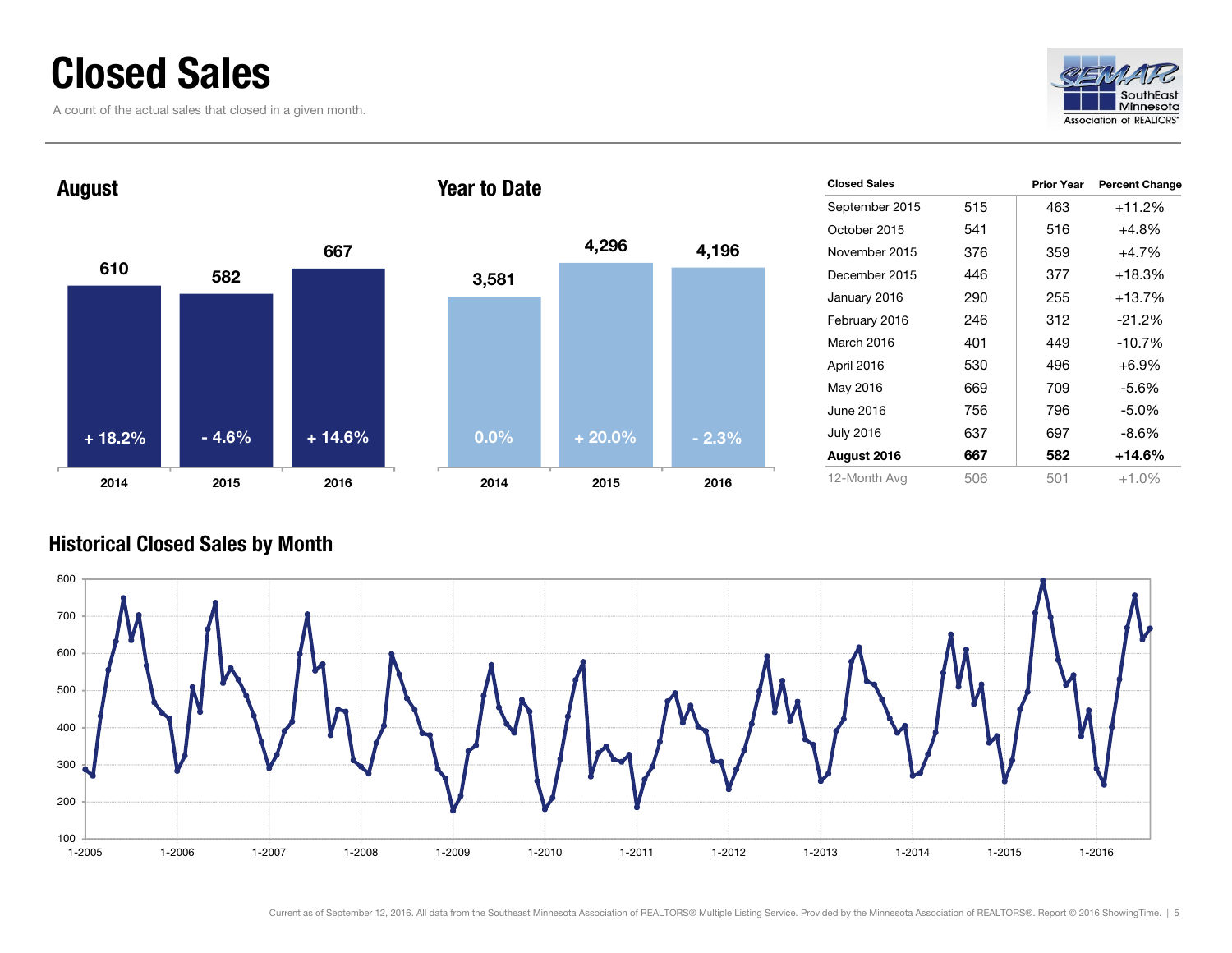# Closed Sales

A count of the actual sales that closed in a given month.

## August

| Year | Closed Sales | Change |
|---|---|---|
| 2014 | 610 | + 18.2% |
| 2015 | 582 | - 4.6% |
| 2016 | 667 | + 14.6% |

## Year to Date

| Year | Closed Sales | Change |
|---|---|---|
| 2014 | 3,581 | 0.0% |
| 2015 | 4,296 | + 20.0% |
| 2016 | 4,196 | - 2.3% |

| Closed Sales | | Prior Year | Percent Change |
|---|---|---|---|
| September 2015 | 515 | 463 | +11.2% |
| October 2015 | 541 | 516 | +4.8% |
| November 2015 | 376 | 359 | +4.7% |
| December 2015 | 446 | 377 | +18.3% |
| January 2016 | 290 | 255 | +13.7% |
| February 2016 | 246 | 312 | -21.2% |
| March 2016 | 401 | 449 | -10.7% |
| April 2016 | 530 | 496 | +6.9% |
| May 2016 | 669 | 709 | -5.6% |
| June 2016 | 756 | 796 | -5.0% |
| July 2016 | 637 | 697 | -8.6% |
| **August 2016** | **667** | **582** | **+14.6%** |
| 12-Month Avg | 506 | 501 | +1.0% |

## Historical Closed Sales by Month

Current as of September 12, 2016. All data from the Southeast Minnesota Association of REALTORS® Multiple Listing Service. Provided by the Minnesota Association of REALTORS®. Report © 2016 ShowingTime.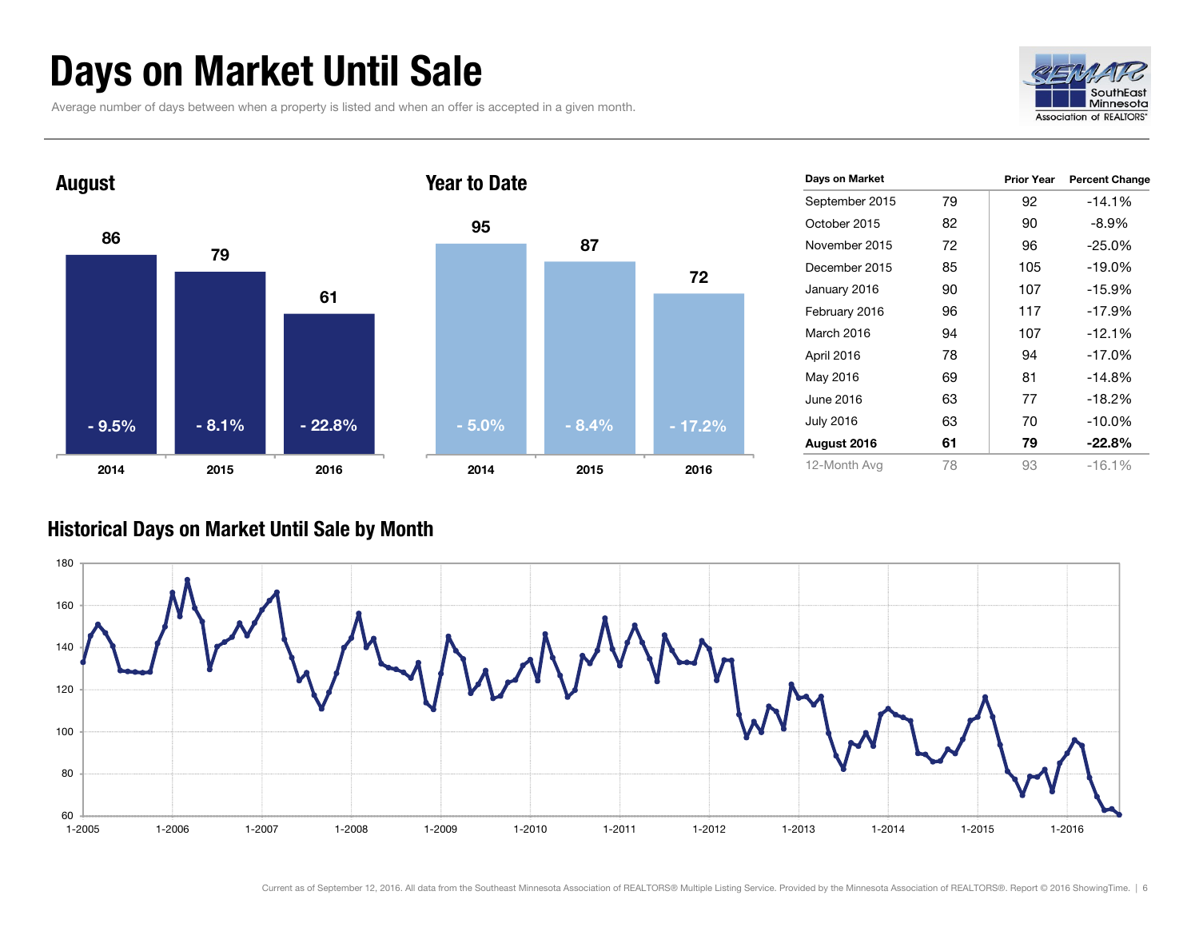# Days on Market Until Sale

Average number of days between when a property is listed and when an offer is accepted in a given month.

SEMAR SouthEast Minnesota Association of REALTORS®

## August

| | 2014 | 2015 | 2016 |
|---|---|---|---|
| Days | 86 | 79 | 61 |
| Change | - 9.5% | - 8.1% | - 22.8% |

## Year to Date

| | 2014 | 2015 | 2016 |
|---|---|---|---|
| Days | 95 | 87 | 72 |
| Change | - 5.0% | - 8.4% | - 17.2% |

| Days on Market | | Prior Year | Percent Change |
|---|---|---|---|
| September 2015 | 79 | 92 | -14.1% |
| October 2015 | 82 | 90 | -8.9% |
| November 2015 | 72 | 96 | -25.0% |
| December 2015 | 85 | 105 | -19.0% |
| January 2016 | 90 | 107 | -15.9% |
| February 2016 | 96 | 117 | -17.9% |
| March 2016 | 94 | 107 | -12.1% |
| April 2016 | 78 | 94 | -17.0% |
| May 2016 | 69 | 81 | -14.8% |
| June 2016 | 63 | 77 | -18.2% |
| July 2016 | 63 | 70 | -10.0% |
| **August 2016** | **61** | **79** | **-22.8%** |
| 12-Month Avg | 78 | 93 | -16.1% |

## Historical Days on Market Until Sale by Month

Current as of September 12, 2016. All data from the Southeast Minnesota Association of REALTORS® Multiple Listing Service. Provided by the Minnesota Association of REALTORS®. Report © 2016 ShowingTime.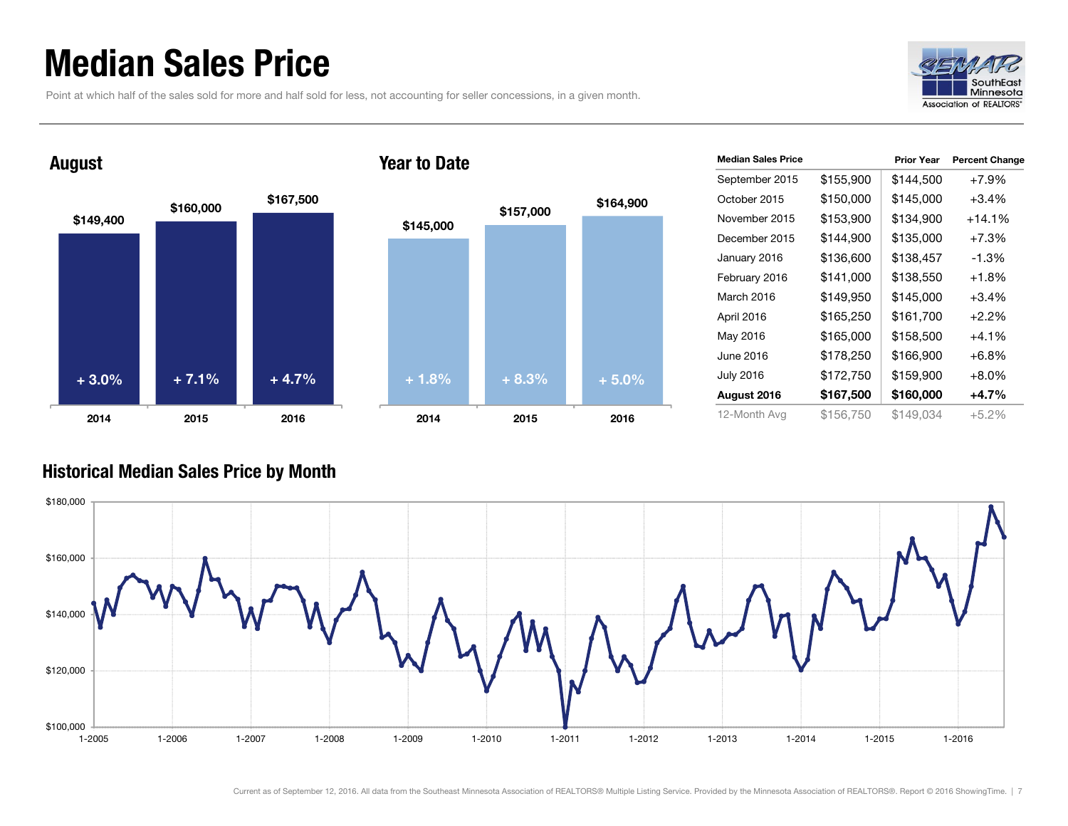# Median Sales Price

Point at which half of the sales sold for more and half sold for less, not accounting for seller concessions, in a given month.

## August

| Year | Median Sales Price | Change |
|---|---|---|
| 2014 | $149,400 | + 3.0% |
| 2015 | $160,000 | + 7.1% |
| 2016 | $167,500 | + 4.7% |

## Year to Date

| Year | Median Sales Price | Change |
|---|---|---|
| 2014 | $145,000 | + 1.8% |
| 2015 | $157,000 | + 8.3% |
| 2016 | $164,900 | + 5.0% |

| Median Sales Price | | Prior Year | Percent Change |
|---|---|---|---|
| September 2015 | $155,900 | $144,500 | +7.9% |
| October 2015 | $150,000 | $145,000 | +3.4% |
| November 2015 | $153,900 | $134,900 | +14.1% |
| December 2015 | $144,900 | $135,000 | +7.3% |
| January 2016 | $136,600 | $138,457 | -1.3% |
| February 2016 | $141,000 | $138,550 | +1.8% |
| March 2016 | $149,950 | $145,000 | +3.4% |
| April 2016 | $165,250 | $161,700 | +2.2% |
| May 2016 | $165,000 | $158,500 | +4.1% |
| June 2016 | $178,250 | $166,900 | +6.8% |
| July 2016 | $172,750 | $159,900 | +8.0% |
| **August 2016** | **$167,500** | **$160,000** | **+4.7%** |
| 12-Month Avg | $156,750 | $149,034 | +5.2% |

## Historical Median Sales Price by Month

Current as of September 12, 2016. All data from the Southeast Minnesota Association of REALTORS® Multiple Listing Service. Provided by the Minnesota Association of REALTORS®. Report © 2016 ShowingTime.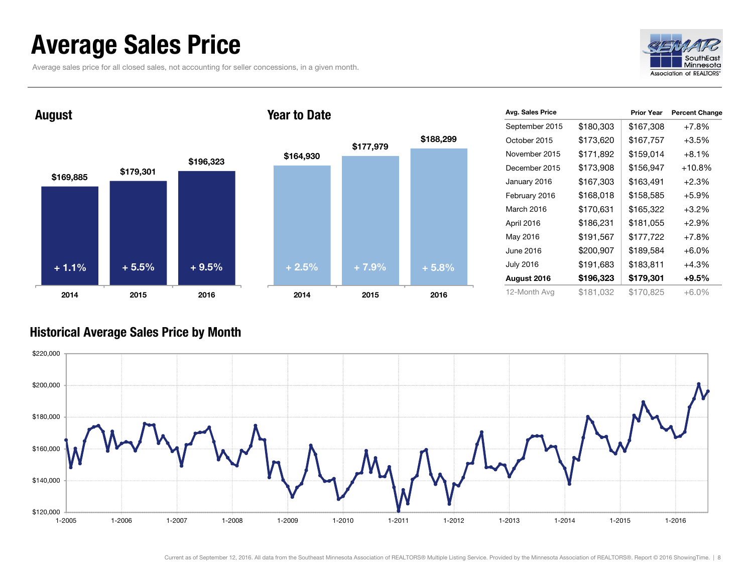# Average Sales Price

Average sales price for all closed sales, not accounting for seller concessions, in a given month.

## August

| Year | Average Sales Price | Change |
|---|---|---|
| 2014 | $169,885 | + 1.1% |
| 2015 | $179,301 | + 5.5% |
| 2016 | $196,323 | + 9.5% |

## Year to Date

| Year | Average Sales Price | Change |
|---|---|---|
| 2014 | $164,930 | + 2.5% |
| 2015 | $177,979 | + 7.9% |
| 2016 | $188,299 | + 5.8% |

| Avg. Sales Price | | Prior Year | Percent Change |
|---|---|---|---|
| September 2015 | $180,303 | $167,308 | +7.8% |
| October 2015 | $173,620 | $167,757 | +3.5% |
| November 2015 | $171,892 | $159,014 | +8.1% |
| December 2015 | $173,908 | $156,947 | +10.8% |
| January 2016 | $167,303 | $163,491 | +2.3% |
| February 2016 | $168,018 | $158,585 | +5.9% |
| March 2016 | $170,631 | $165,322 | +3.2% |
| April 2016 | $186,231 | $181,055 | +2.9% |
| May 2016 | $191,567 | $177,722 | +7.8% |
| June 2016 | $200,907 | $189,584 | +6.0% |
| July 2016 | $191,683 | $183,811 | +4.3% |
| **August 2016** | **$196,323** | **$179,301** | **+9.5%** |
| 12-Month Avg | $181,032 | $170,825 | +6.0% |

## Historical Average Sales Price by Month

Current as of September 12, 2016. All data from the Southeast Minnesota Association of REALTORS® Multiple Listing Service. Provided by the Minnesota Association of REALTORS®. Report © 2016 ShowingTime.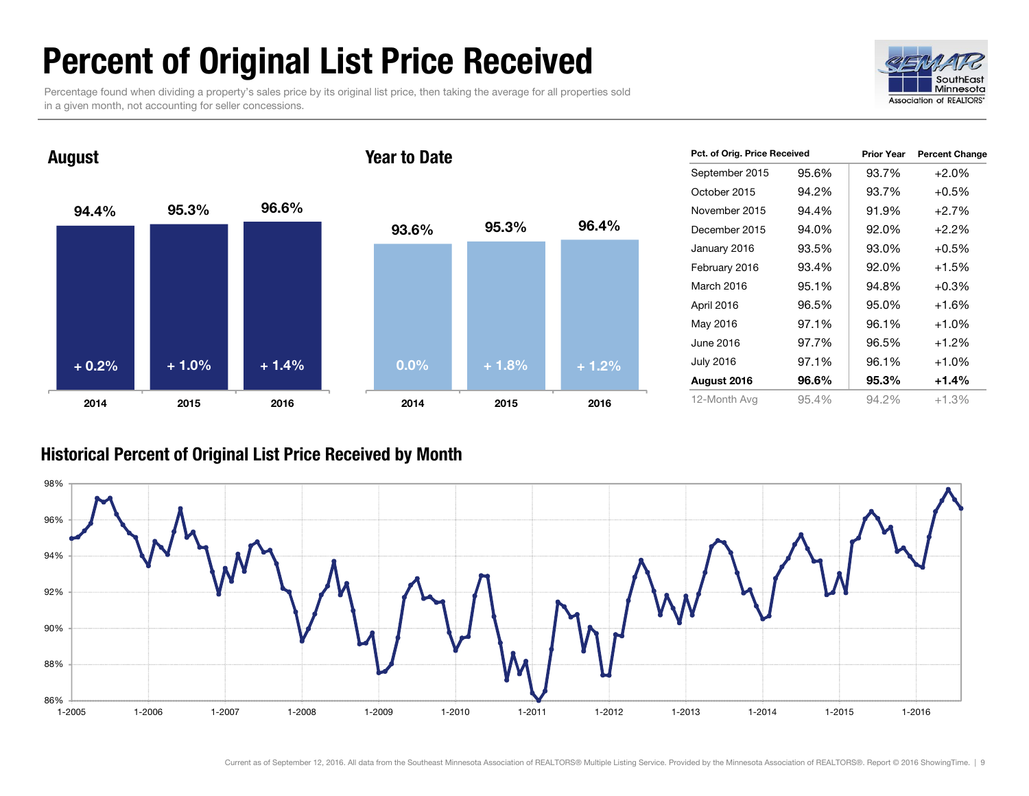# Percent of Original List Price Received

Percentage found when dividing a property's sales price by its original list price, then taking the average for all properties sold in a given month, not accounting for seller concessions.

SEMAR SouthEast Minnesota Association of REALTORS®

## August

| | 2014 | 2015 | 2016 |
|---|---|---|---|
| Pct. of Orig. Price Received | 94.4% | 95.3% | 96.6% |
| Change | + 0.2% | + 1.0% | + 1.4% |

## Year to Date

| | 2014 | 2015 | 2016 |
|---|---|---|---|
| Pct. of Orig. Price Received | 93.6% | 95.3% | 96.4% |
| Change | 0.0% | + 1.8% | + 1.2% |

| Pct. of Orig. Price Received | | Prior Year | Percent Change |
|---|---|---|---|
| September 2015 | 95.6% | 93.7% | +2.0% |
| October 2015 | 94.2% | 93.7% | +0.5% |
| November 2015 | 94.4% | 91.9% | +2.7% |
| December 2015 | 94.0% | 92.0% | +2.2% |
| January 2016 | 93.5% | 93.0% | +0.5% |
| February 2016 | 93.4% | 92.0% | +1.5% |
| March 2016 | 95.1% | 94.8% | +0.3% |
| April 2016 | 96.5% | 95.0% | +1.6% |
| May 2016 | 97.1% | 96.1% | +1.0% |
| June 2016 | 97.7% | 96.5% | +1.2% |
| July 2016 | 97.1% | 96.1% | +1.0% |
| **August 2016** | **96.6%** | **95.3%** | **+1.4%** |
| 12-Month Avg | 95.4% | 94.2% | +1.3% |

## Historical Percent of Original List Price Received by Month

Current as of September 12, 2016. All data from the Southeast Minnesota Association of REALTORS® Multiple Listing Service. Provided by the Minnesota Association of REALTORS®. Report © 2016 ShowingTime.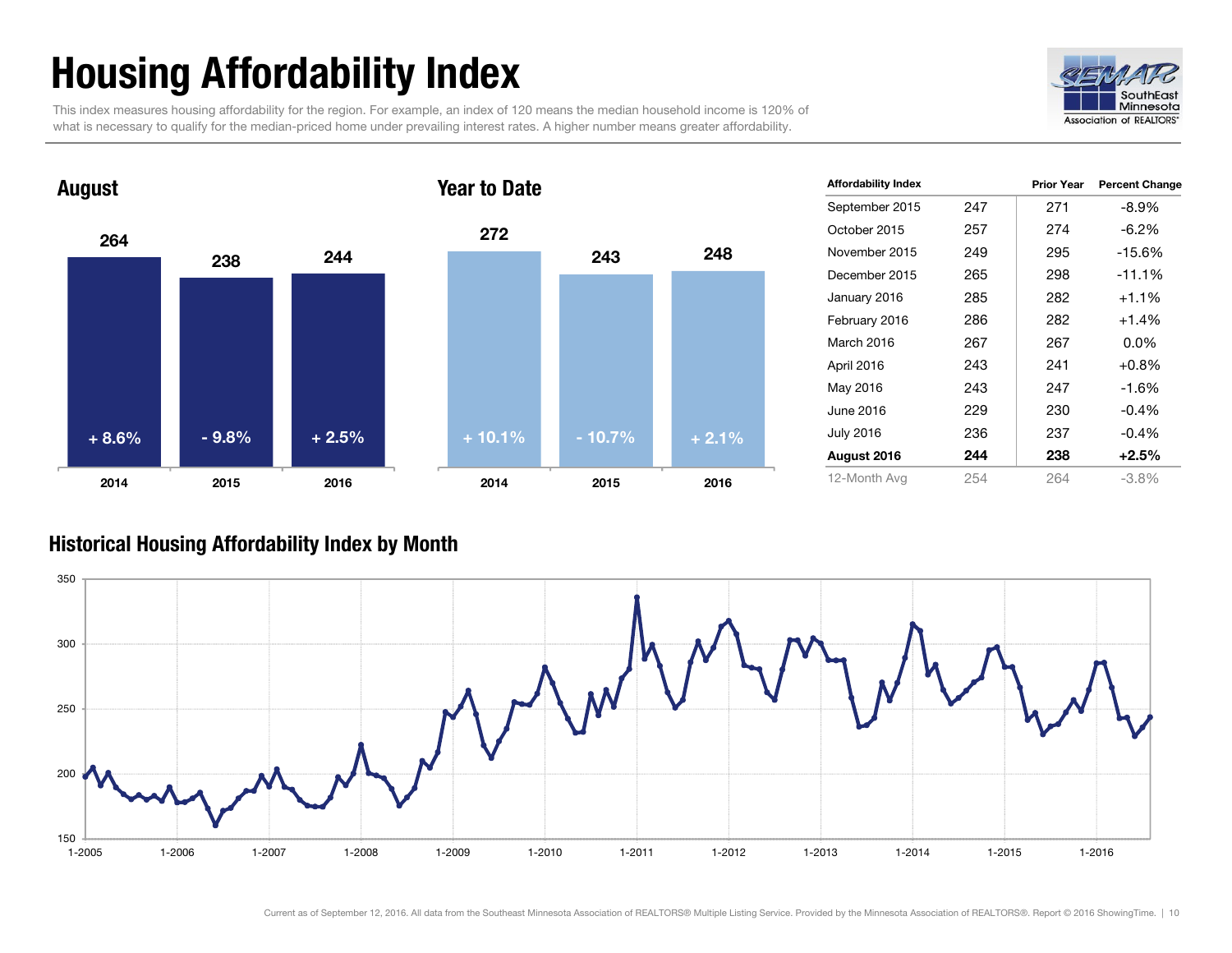# Housing Affordability Index

This index measures housing affordability for the region. For example, an index of 120 means the median household income is 120% of what is necessary to qualify for the median-priced home under prevailing interest rates. A higher number means greater affordability.

SEMAR SouthEast Minnesota Association of REALTORS®

## August

| | 2014 | 2015 | 2016 |
|---|---|---|---|
| Index | 264 | 238 | 244 |
| Change | + 8.6% | - 9.8% | + 2.5% |

## Year to Date

| | 2014 | 2015 | 2016 |
|---|---|---|---|
| Index | 272 | 243 | 248 |
| Change | + 10.1% | - 10.7% | + 2.1% |

| Affordability Index | | Prior Year | Percent Change |
|---|---|---|---|
| September 2015 | 247 | 271 | -8.9% |
| October 2015 | 257 | 274 | -6.2% |
| November 2015 | 249 | 295 | -15.6% |
| December 2015 | 265 | 298 | -11.1% |
| January 2016 | 285 | 282 | +1.1% |
| February 2016 | 286 | 282 | +1.4% |
| March 2016 | 267 | 267 | 0.0% |
| April 2016 | 243 | 241 | +0.8% |
| May 2016 | 243 | 247 | -1.6% |
| June 2016 | 229 | 230 | -0.4% |
| July 2016 | 236 | 237 | -0.4% |
| **August 2016** | **244** | **238** | **+2.5%** |
| 12-Month Avg | 254 | 264 | -3.8% |

## Historical Housing Affordability Index by Month

Current as of September 12, 2016. All data from the Southeast Minnesota Association of REALTORS® Multiple Listing Service. Provided by the Minnesota Association of REALTORS®. Report © 2016 ShowingTime.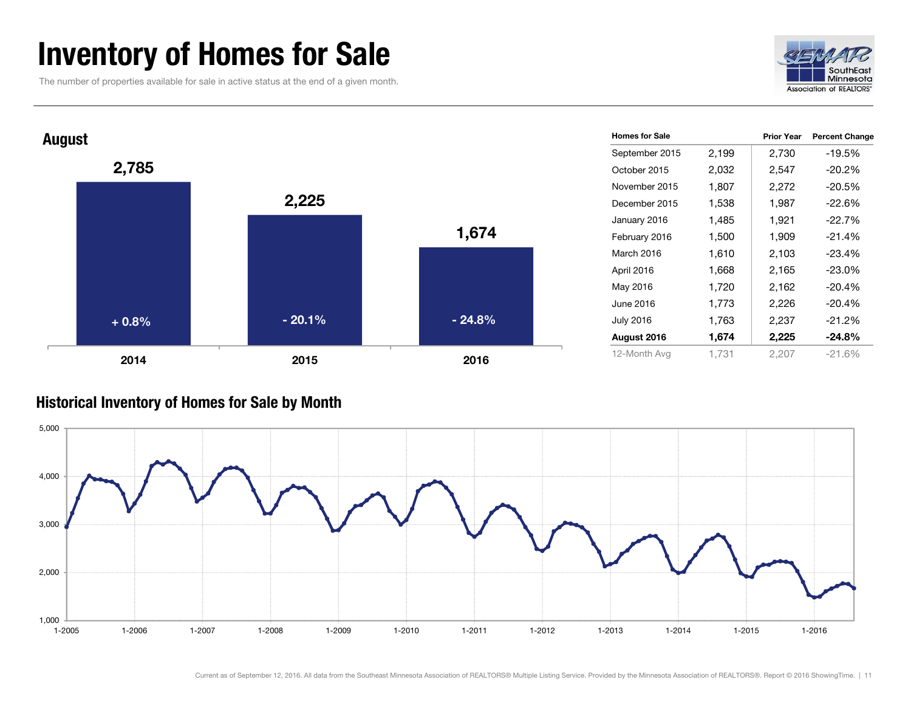# Inventory of Homes for Sale

The number of properties available for sale in active status at the end of a given month.

## August

| Year | Homes for Sale | Change |
| --- | --- | --- |
| 2014 | 2,785 | + 0.8% |
| 2015 | 2,225 | - 20.1% |
| 2016 | 1,674 | - 24.8% |

| Homes for Sale | | Prior Year | Percent Change |
| --- | --- | --- | --- |
| September 2015 | 2,199 | 2,730 | -19.5% |
| October 2015 | 2,032 | 2,547 | -20.2% |
| November 2015 | 1,807 | 2,272 | -20.5% |
| December 2015 | 1,538 | 1,987 | -22.6% |
| January 2016 | 1,485 | 1,921 | -22.7% |
| February 2016 | 1,500 | 1,909 | -21.4% |
| March 2016 | 1,610 | 2,103 | -23.4% |
| April 2016 | 1,668 | 2,165 | -23.0% |
| May 2016 | 1,720 | 2,162 | -20.4% |
| June 2016 | 1,773 | 2,226 | -20.4% |
| July 2016 | 1,763 | 2,237 | -21.2% |
| **August 2016** | **1,674** | **2,225** | **-24.8%** |
| 12-Month Avg | 1,731 | 2,207 | -21.6% |

## Historical Inventory of Homes for Sale by Month

Current as of September 12, 2016. All data from the Southeast Minnesota Association of REALTORS® Multiple Listing Service. Provided by the Minnesota Association of REALTORS®. Report © 2016 ShowingTime.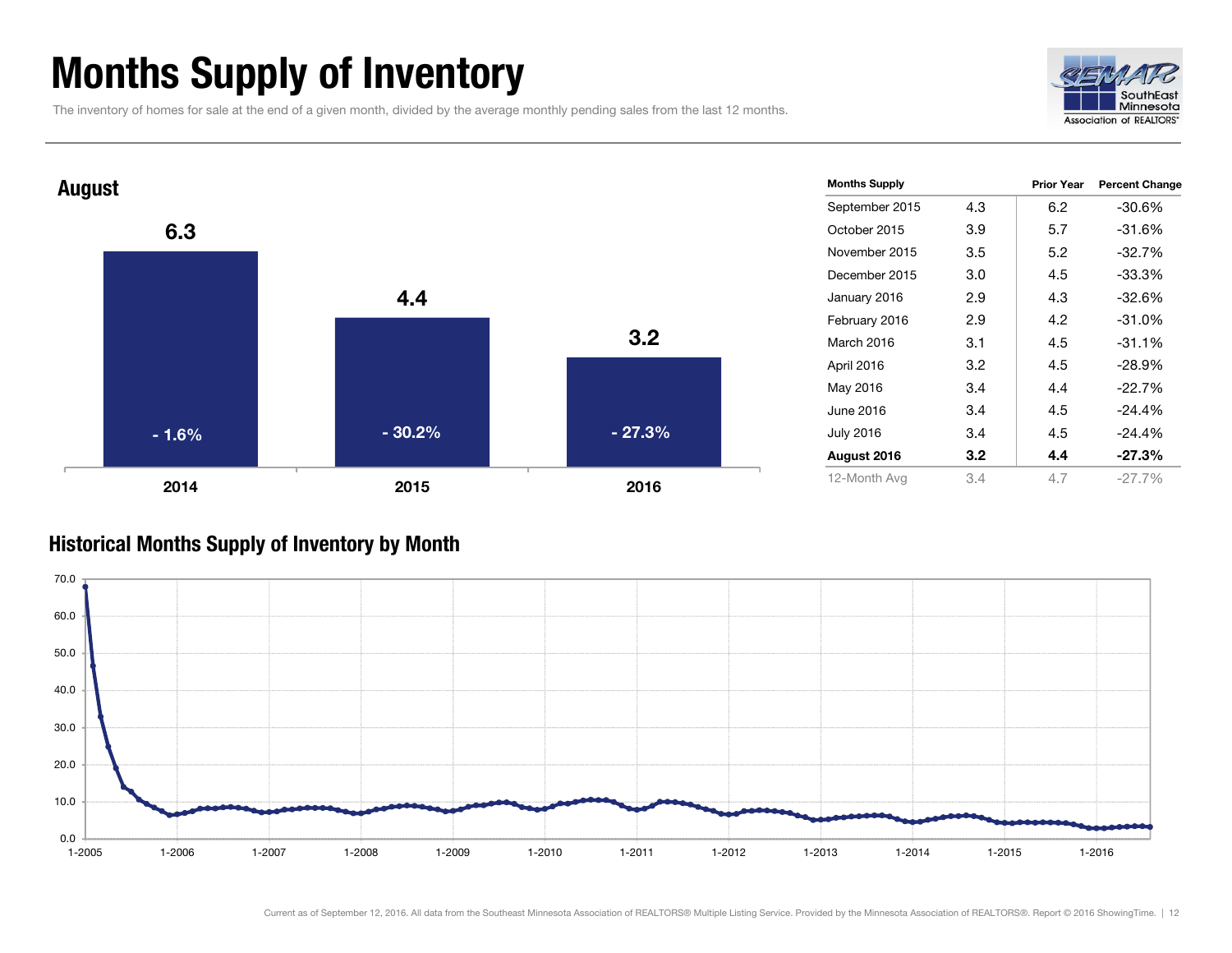# Months Supply of Inventory

The inventory of homes for sale at the end of a given month, divided by the average monthly pending sales from the last 12 months.

## August

| | 2014 | 2015 | 2016 |
|---|---|---|---|
| Months Supply | 6.3 | 4.4 | 3.2 |
| Percent Change | - 1.6% | - 30.2% | - 27.3% |

| Months Supply | | Prior Year | Percent Change |
|---|---|---|---|
| September 2015 | 4.3 | 6.2 | -30.6% |
| October 2015 | 3.9 | 5.7 | -31.6% |
| November 2015 | 3.5 | 5.2 | -32.7% |
| December 2015 | 3.0 | 4.5 | -33.3% |
| January 2016 | 2.9 | 4.3 | -32.6% |
| February 2016 | 2.9 | 4.2 | -31.0% |
| March 2016 | 3.1 | 4.5 | -31.1% |
| April 2016 | 3.2 | 4.5 | -28.9% |
| May 2016 | 3.4 | 4.4 | -22.7% |
| June 2016 | 3.4 | 4.5 | -24.4% |
| July 2016 | 3.4 | 4.5 | -24.4% |
| **August 2016** | **3.2** | **4.4** | **-27.3%** |
| 12-Month Avg | 3.4 | 4.7 | -27.7% |

## Historical Months Supply of Inventory by Month

Current as of September 12, 2016. All data from the Southeast Minnesota Association of REALTORS® Multiple Listing Service. Provided by the Minnesota Association of REALTORS®. Report © 2016 ShowingTime.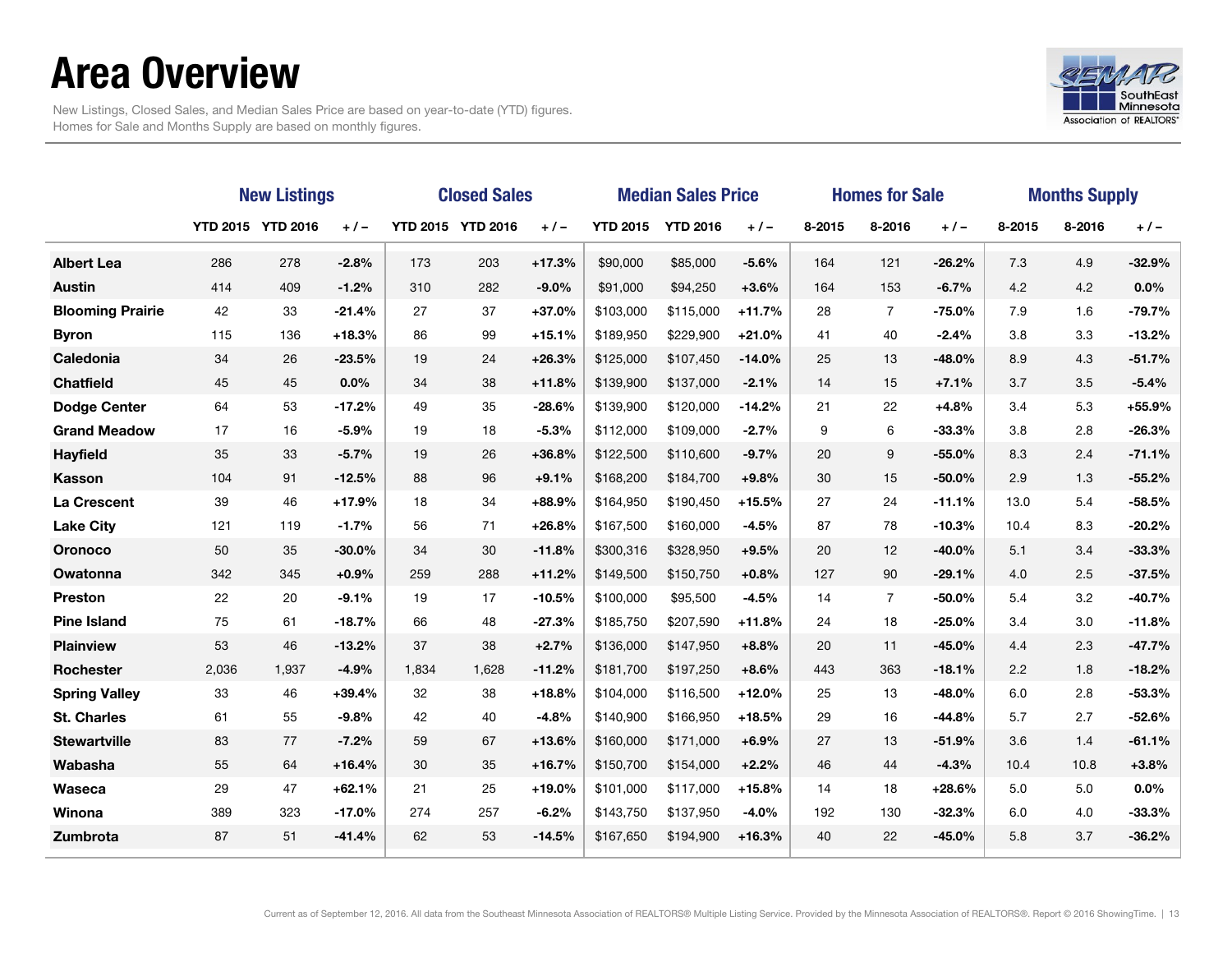# Area Overview

New Listings, Closed Sales, and Median Sales Price are based on year-to-date (YTD) figures.
Homes for Sale and Months Supply are based on monthly figures.

| | New Listings | | | Closed Sales | | | Median Sales Price | | | Homes for Sale | | | Months Supply | | |
|---|---|---|---|---|---|---|---|---|---|---|---|---|---|---|---|
| | YTD 2015 | YTD 2016 | + / – | YTD 2015 | YTD 2016 | + / – | YTD 2015 | YTD 2016 | + / – | 8-2015 | 8-2016 | + / – | 8-2015 | 8-2016 | + / – |
| **Albert Lea** | 286 | 278 | **-2.8%** | 173 | 203 | **+17.3%** | $90,000 | $85,000 | **-5.6%** | 164 | 121 | **-26.2%** | 7.3 | 4.9 | **-32.9%** |
| **Austin** | 414 | 409 | **-1.2%** | 310 | 282 | **-9.0%** | $91,000 | $94,250 | **+3.6%** | 164 | 153 | **-6.7%** | 4.2 | 4.2 | **0.0%** |
| **Blooming Prairie** | 42 | 33 | **-21.4%** | 27 | 37 | **+37.0%** | $103,000 | $115,000 | **+11.7%** | 28 | 7 | **-75.0%** | 7.9 | 1.6 | **-79.7%** |
| **Byron** | 115 | 136 | **+18.3%** | 86 | 99 | **+15.1%** | $189,950 | $229,900 | **+21.0%** | 41 | 40 | **-2.4%** | 3.8 | 3.3 | **-13.2%** |
| **Caledonia** | 34 | 26 | **-23.5%** | 19 | 24 | **+26.3%** | $125,000 | $107,450 | **-14.0%** | 25 | 13 | **-48.0%** | 8.9 | 4.3 | **-51.7%** |
| **Chatfield** | 45 | 45 | **0.0%** | 34 | 38 | **+11.8%** | $139,900 | $137,000 | **-2.1%** | 14 | 15 | **+7.1%** | 3.7 | 3.5 | **-5.4%** |
| **Dodge Center** | 64 | 53 | **-17.2%** | 49 | 35 | **-28.6%** | $139,900 | $120,000 | **-14.2%** | 21 | 22 | **+4.8%** | 3.4 | 5.3 | **+55.9%** |
| **Grand Meadow** | 17 | 16 | **-5.9%** | 19 | 18 | **-5.3%** | $112,000 | $109,000 | **-2.7%** | 9 | 6 | **-33.3%** | 3.8 | 2.8 | **-26.3%** |
| **Hayfield** | 35 | 33 | **-5.7%** | 19 | 26 | **+36.8%** | $122,500 | $110,600 | **-9.7%** | 20 | 9 | **-55.0%** | 8.3 | 2.4 | **-71.1%** |
| **Kasson** | 104 | 91 | **-12.5%** | 88 | 96 | **+9.1%** | $168,200 | $184,700 | **+9.8%** | 30 | 15 | **-50.0%** | 2.9 | 1.3 | **-55.2%** |
| **La Crescent** | 39 | 46 | **+17.9%** | 18 | 34 | **+88.9%** | $164,950 | $190,450 | **+15.5%** | 27 | 24 | **-11.1%** | 13.0 | 5.4 | **-58.5%** |
| **Lake City** | 121 | 119 | **-1.7%** | 56 | 71 | **+26.8%** | $167,500 | $160,000 | **-4.5%** | 87 | 78 | **-10.3%** | 10.4 | 8.3 | **-20.2%** |
| **Oronoco** | 50 | 35 | **-30.0%** | 34 | 30 | **-11.8%** | $300,316 | $328,950 | **+9.5%** | 20 | 12 | **-40.0%** | 5.1 | 3.4 | **-33.3%** |
| **Owatonna** | 342 | 345 | **+0.9%** | 259 | 288 | **+11.2%** | $149,500 | $150,750 | **+0.8%** | 127 | 90 | **-29.1%** | 4.0 | 2.5 | **-37.5%** |
| **Preston** | 22 | 20 | **-9.1%** | 19 | 17 | **-10.5%** | $100,000 | $95,500 | **-4.5%** | 14 | 7 | **-50.0%** | 5.4 | 3.2 | **-40.7%** |
| **Pine Island** | 75 | 61 | **-18.7%** | 66 | 48 | **-27.3%** | $185,750 | $207,590 | **+11.8%** | 24 | 18 | **-25.0%** | 3.4 | 3.0 | **-11.8%** |
| **Plainview** | 53 | 46 | **-13.2%** | 37 | 38 | **+2.7%** | $136,000 | $147,950 | **+8.8%** | 20 | 11 | **-45.0%** | 4.4 | 2.3 | **-47.7%** |
| **Rochester** | 2,036 | 1,937 | **-4.9%** | 1,834 | 1,628 | **-11.2%** | $181,700 | $197,250 | **+8.6%** | 443 | 363 | **-18.1%** | 2.2 | 1.8 | **-18.2%** |
| **Spring Valley** | 33 | 46 | **+39.4%** | 32 | 38 | **+18.8%** | $104,000 | $116,500 | **+12.0%** | 25 | 13 | **-48.0%** | 6.0 | 2.8 | **-53.3%** |
| **St. Charles** | 61 | 55 | **-9.8%** | 42 | 40 | **-4.8%** | $140,900 | $166,950 | **+18.5%** | 29 | 16 | **-44.8%** | 5.7 | 2.7 | **-52.6%** |
| **Stewartville** | 83 | 77 | **-7.2%** | 59 | 67 | **+13.6%** | $160,000 | $171,000 | **+6.9%** | 27 | 13 | **-51.9%** | 3.6 | 1.4 | **-61.1%** |
| **Wabasha** | 55 | 64 | **+16.4%** | 30 | 35 | **+16.7%** | $150,700 | $154,000 | **+2.2%** | 46 | 44 | **-4.3%** | 10.4 | 10.8 | **+3.8%** |
| **Waseca** | 29 | 47 | **+62.1%** | 21 | 25 | **+19.0%** | $101,000 | $117,000 | **+15.8%** | 14 | 18 | **+28.6%** | 5.0 | 5.0 | **0.0%** |
| **Winona** | 389 | 323 | **-17.0%** | 274 | 257 | **-6.2%** | $143,750 | $137,950 | **-4.0%** | 192 | 130 | **-32.3%** | 6.0 | 4.0 | **-33.3%** |
| **Zumbrota** | 87 | 51 | **-41.4%** | 62 | 53 | **-14.5%** | $167,650 | $194,900 | **+16.3%** | 40 | 22 | **-45.0%** | 5.8 | 3.7 | **-36.2%** |

Current as of September 12, 2016. All data from the Southeast Minnesota Association of REALTORS® Multiple Listing Service. Provided by the Minnesota Association of REALTORS®. Report © 2016 ShowingTime.